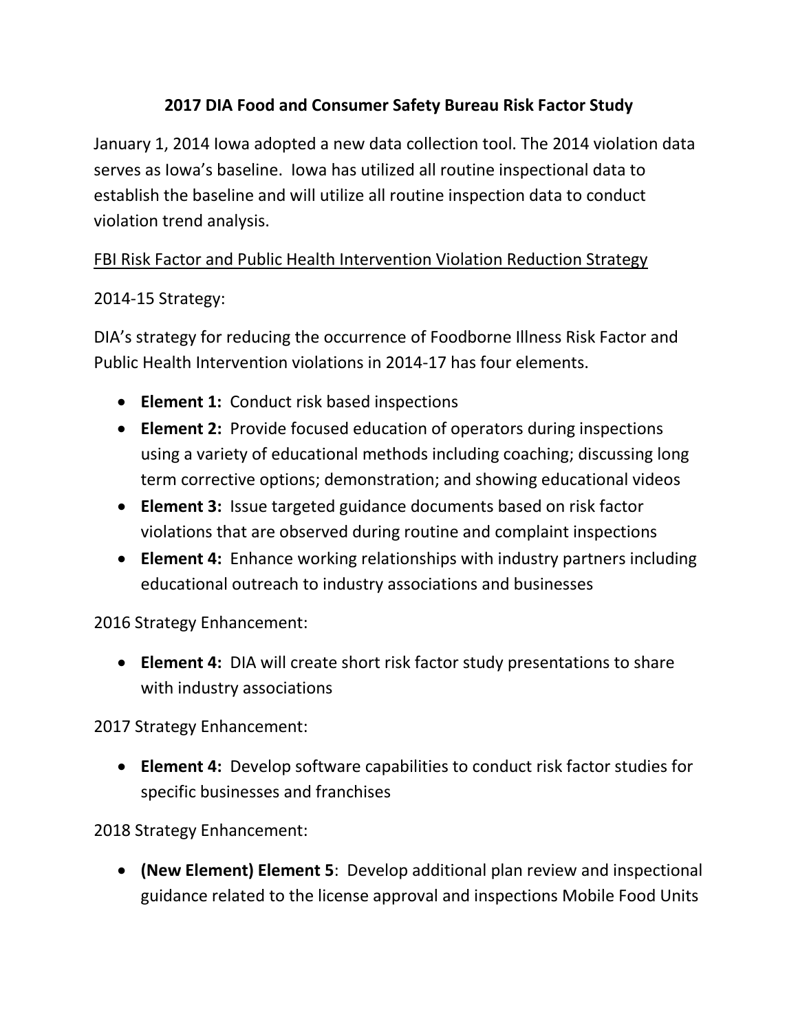# 2017 DIA Food and Consumer Safety Bureau Risk Factor Study

January 1, 2014 Iowa adopted a new data collection tool. The 2014 violation data serves as Iowa's baseline. Iowa has utilized all routine inspectional data to establish the baseline and will utilize all routine inspection data to conduct violation trend analysis.

<u>FBI Risk Factor and Public Health Intervention Violation Reduction Strategy</u>

2014-15 Strategy:

DIA's strategy for reducing the occurrence of Foodborne Illness Risk Factor and Public Health Intervention violations in 2014-17 has four elements.

- **Element 1:** Conduct risk based inspections
- **Element 2:** Provide focused education of operators during inspections using a variety of educational methods including coaching; discussing long term corrective options; demonstration; and showing educational videos
- **Element 3:** Issue targeted guidance documents based on risk factor violations that are observed during routine and complaint inspections
- **Element 4:** Enhance working relationships with industry partners including educational outreach to industry associations and businesses

2016 Strategy Enhancement:

- **Element 4:** DIA will create short risk factor study presentations to share with industry associations

2017 Strategy Enhancement:

- **Element 4:** Develop software capabilities to conduct risk factor studies for specific businesses and franchises

2018 Strategy Enhancement:

- **(New Element) Element 5**: Develop additional plan review and inspectional guidance related to the license approval and inspections Mobile Food Units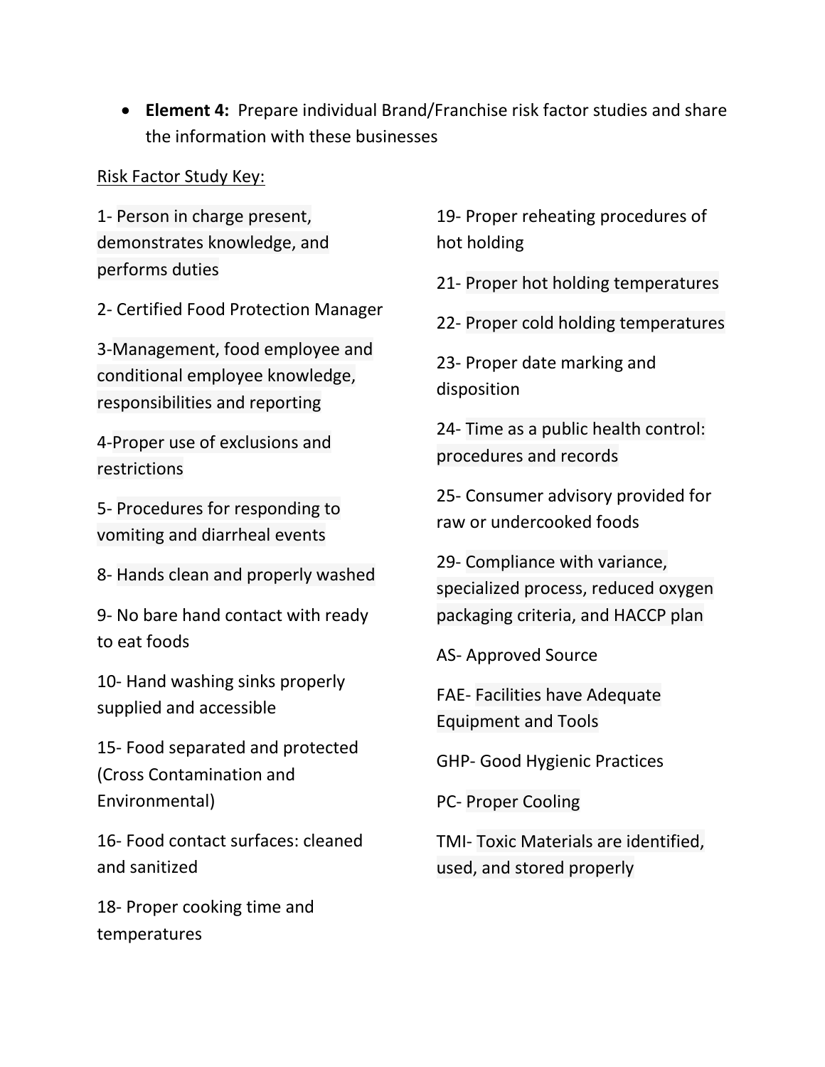- **Element 4:** Prepare individual Brand/Franchise risk factor studies and share the information with these businesses

Risk Factor Study Key:

1- Person in charge present, demonstrates knowledge, and performs duties

2- Certified Food Protection Manager

3-Management, food employee and conditional employee knowledge, responsibilities and reporting

4-Proper use of exclusions and restrictions

5- Procedures for responding to vomiting and diarrheal events

8- Hands clean and properly washed

9- No bare hand contact with ready to eat foods

10- Hand washing sinks properly supplied and accessible

15- Food separated and protected (Cross Contamination and Environmental)

16- Food contact surfaces: cleaned and sanitized

18- Proper cooking time and temperatures

19- Proper reheating procedures of hot holding

21- Proper hot holding temperatures

22- Proper cold holding temperatures

23- Proper date marking and disposition

24- Time as a public health control: procedures and records

25- Consumer advisory provided for raw or undercooked foods

29- Compliance with variance, specialized process, reduced oxygen packaging criteria, and HACCP plan

AS- Approved Source

FAE- Facilities have Adequate Equipment and Tools

GHP- Good Hygienic Practices

PC- Proper Cooling

TMI- Toxic Materials are identified, used, and stored properly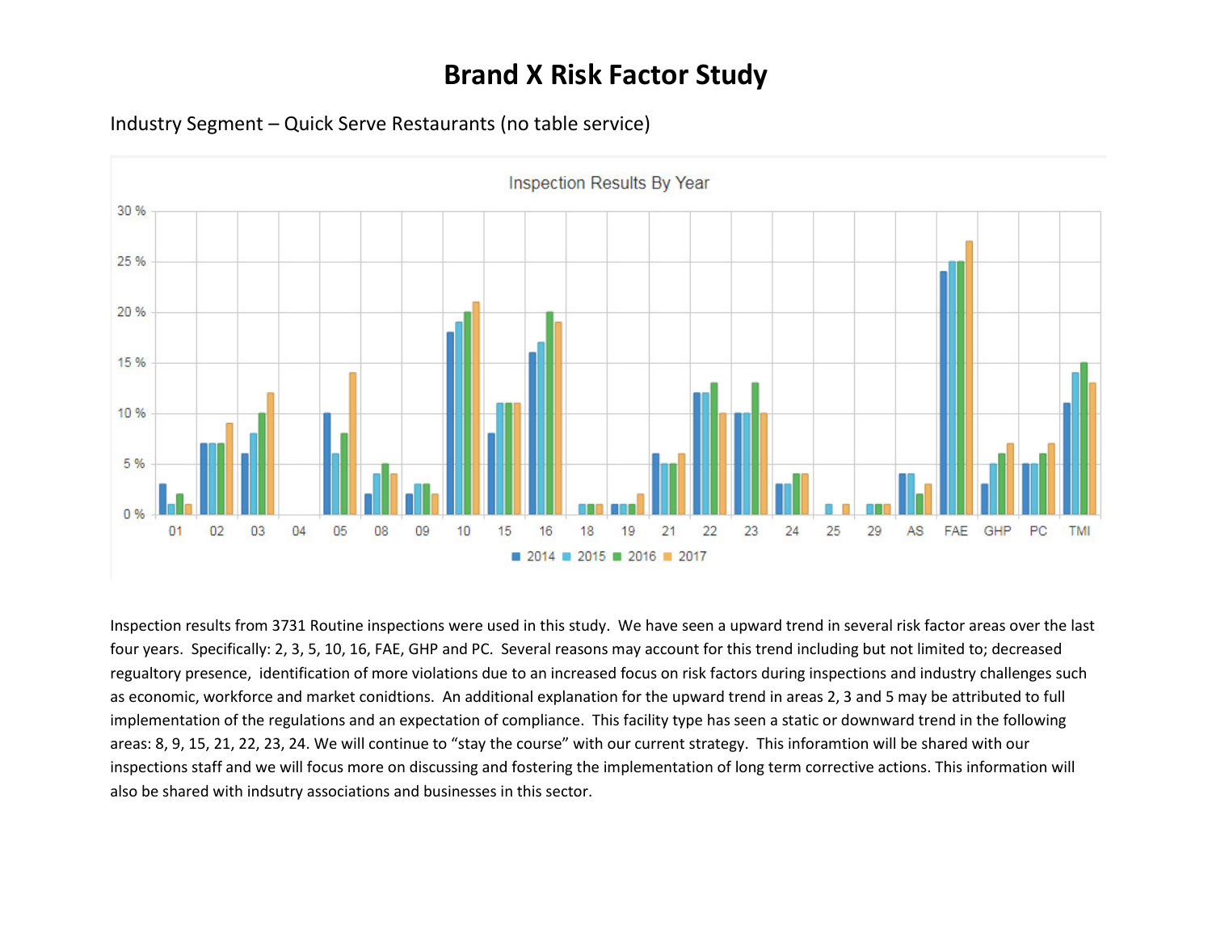# Brand X Risk Factor Study

Industry Segment – Quick Serve Restaurants (no table service)

Inspection results from 3731 Routine inspections were used in this study. We have seen a upward trend in several risk factor areas over the last four years. Specifically: 2, 3, 5, 10, 16, FAE, GHP and PC. Several reasons may account for this trend including but not limited to; decreased regualtory presence, identification of more violations due to an increased focus on risk factors during inspections and industry challenges such as economic, workforce and market conidtions. An additional explanation for the upward trend in areas 2, 3 and 5 may be attributed to full implementation of the regulations and an expectation of compliance. This facility type has seen a static or downward trend in the following areas: 8, 9, 15, 21, 22, 23, 24. We will continue to "stay the course" with our current strategy. This inforamtion will be shared with our inspections staff and we will focus more on discussing and fostering the implementation of long term corrective actions. This information will also be shared with indsutry associations and businesses in this sector.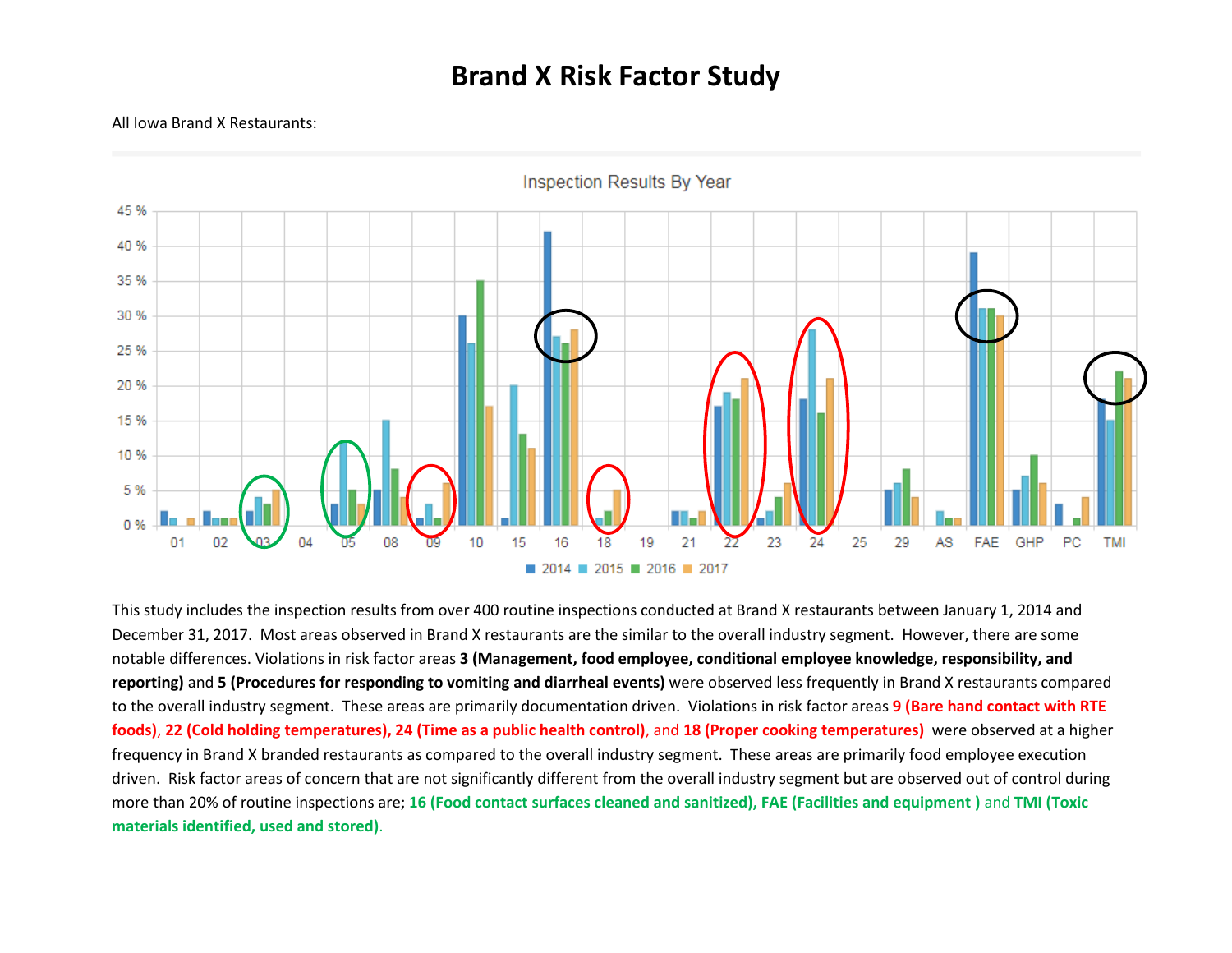# Brand X Risk Factor Study

All Iowa Brand X Restaurants:

This study includes the inspection results from over 400 routine inspections conducted at Brand X restaurants between January 1, 2014 and December 31, 2017. Most areas observed in Brand X restaurants are the similar to the overall industry segment. However, there are some notable differences. Violations in risk factor areas **3 (Management, food employee, conditional employee knowledge, responsibility, and reporting)** and **5 (Procedures for responding to vomiting and diarrheal events)** were observed less frequently in Brand X restaurants compared to the overall industry segment. These areas are primarily documentation driven. Violations in risk factor areas **9 (Bare hand contact with RTE foods), 22 (Cold holding temperatures), 24 (Time as a public health control)**, and **18 (Proper cooking temperatures)** were observed at a higher frequency in Brand X branded restaurants as compared to the overall industry segment. These areas are primarily food employee execution driven. Risk factor areas of concern that are not significantly different from the overall industry segment but are observed out of control during more than 20% of routine inspections are; **16 (Food contact surfaces cleaned and sanitized), FAE (Facilities and equipment )** and **TMI (Toxic materials identified, used and stored)**.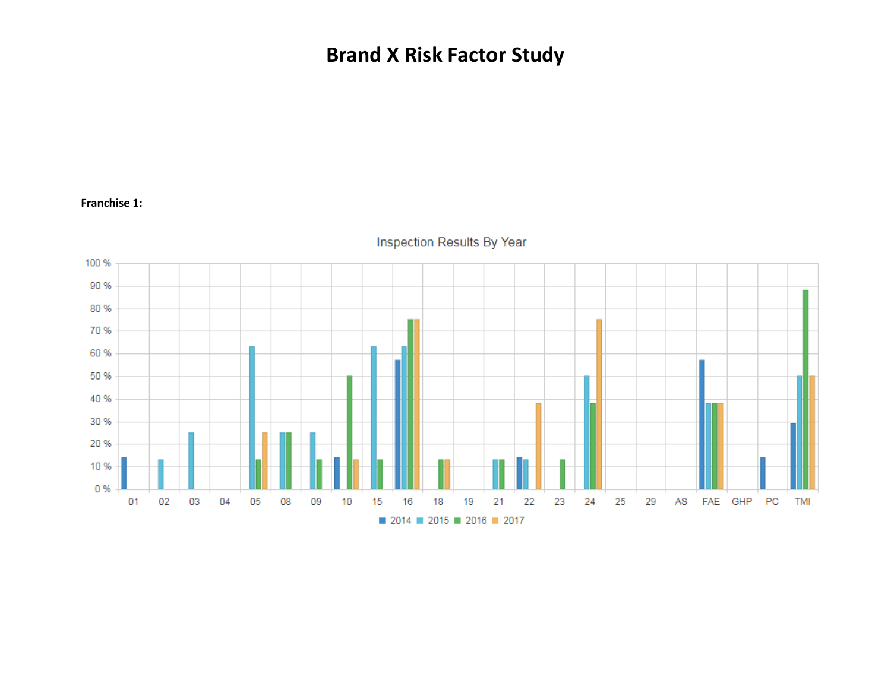# Brand X Risk Factor Study

**Franchise 1:**

Inspection Results By Year

| Category | 2014 | 2015 | 2016 | 2017 |
|---|---|---|---|---|
| 01 | 14 % | | | |
| 02 | | 13 % | | |
| 03 | | 25 % | | |
| 04 | | | | |
| 05 | | 63 % | 13 % | 25 % |
| 08 | | 25 % | 25 % | |
| 09 | | 25 % | 13 % | |
| 10 | 14 % | | 50 % | 13 % |
| 15 | | 63 % | 13 % | |
| 16 | 57 % | 63 % | 75 % | 75 % |
| 18 | | | 13 % | 13 % |
| 19 | | | | |
| 21 | | 13 % | 13 % | |
| 22 | 14 % | 13 % | | 38 % |
| 23 | | | 13 % | |
| 24 | | 50 % | 38 % | 75 % |
| 25 | | | | |
| 29 | | | | |
| AS | | | | |
| FAE | 57 % | 38 % | 38 % | 38 % |
| GHP | | | | |
| PC | 14 % | | | |
| TMI | 29 % | 50 % | 88 % | 50 % |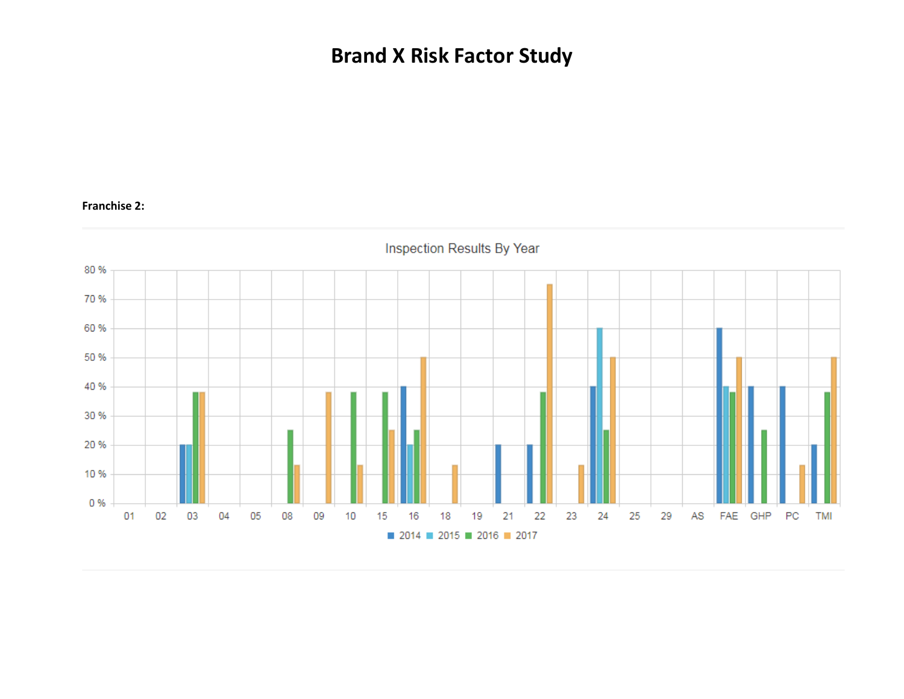# Brand X Risk Factor Study

**Franchise 2:**

Inspection Results By Year

2014 2015 2016 2017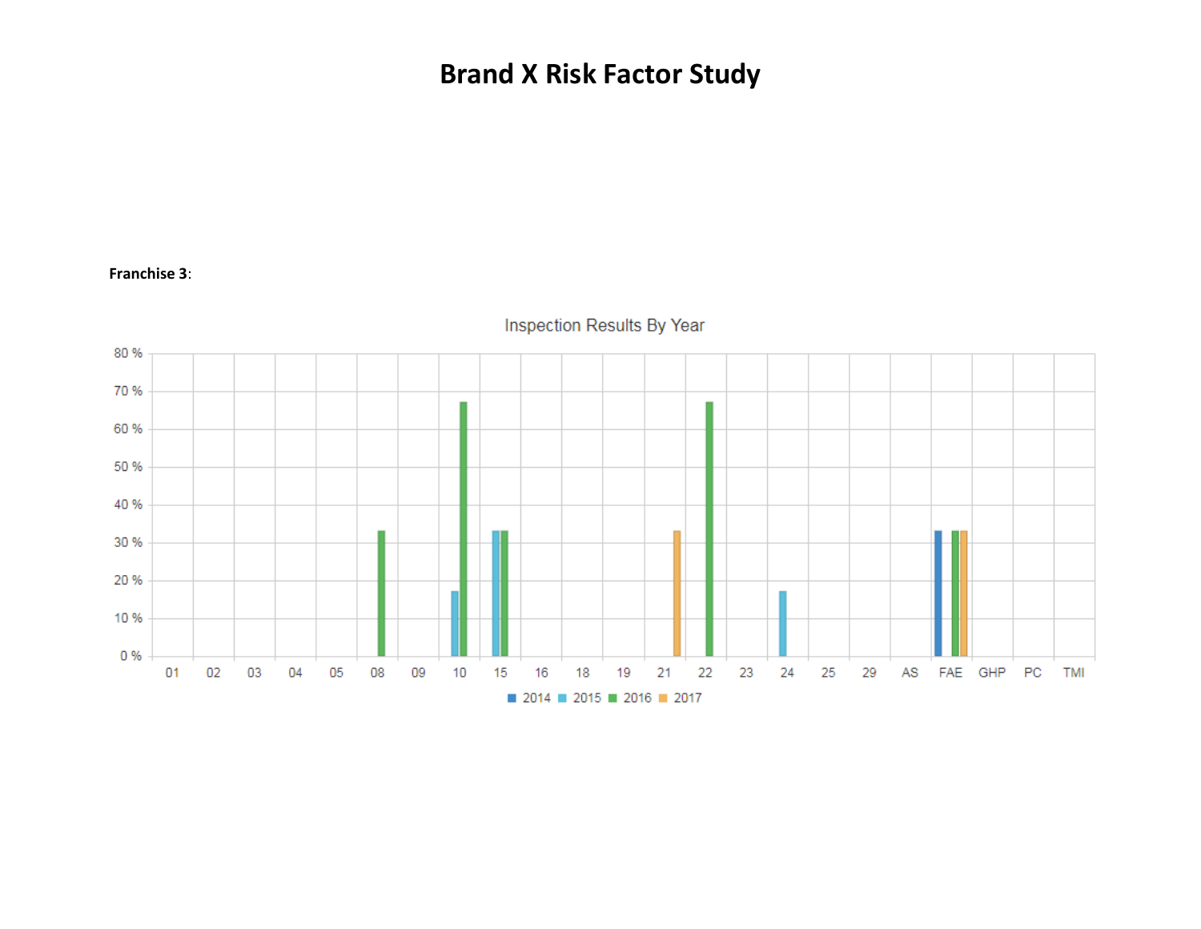# Brand X Risk Factor Study

**Franchise 3**:

Inspection Results By Year

| | 01 | 02 | 03 | 04 | 05 | 08 | 09 | 10 | 15 | 16 | 18 | 19 | 21 | 22 | 23 | 24 | 25 | 29 | AS | FAE | GHP | PC | TMI |
|---|---|---|---|---|---|---|---|---|---|---|---|---|---|---|---|---|---|---|---|---|---|---|---|
| 2014 | | | | | | | | | | | | | | | | | | | | 33 % | | | |
| 2015 | | | | | | | | 17 % | 33 % | | | | | | | 17 % | | | | | | | |
| 2016 | | | | | | 33 % | | 67 % | 33 % | | | | | 67 % | | | | | | 33 % | | | |
| 2017 | | | | | | | | | | | | | 33 % | | | | | | | 33 % | | | |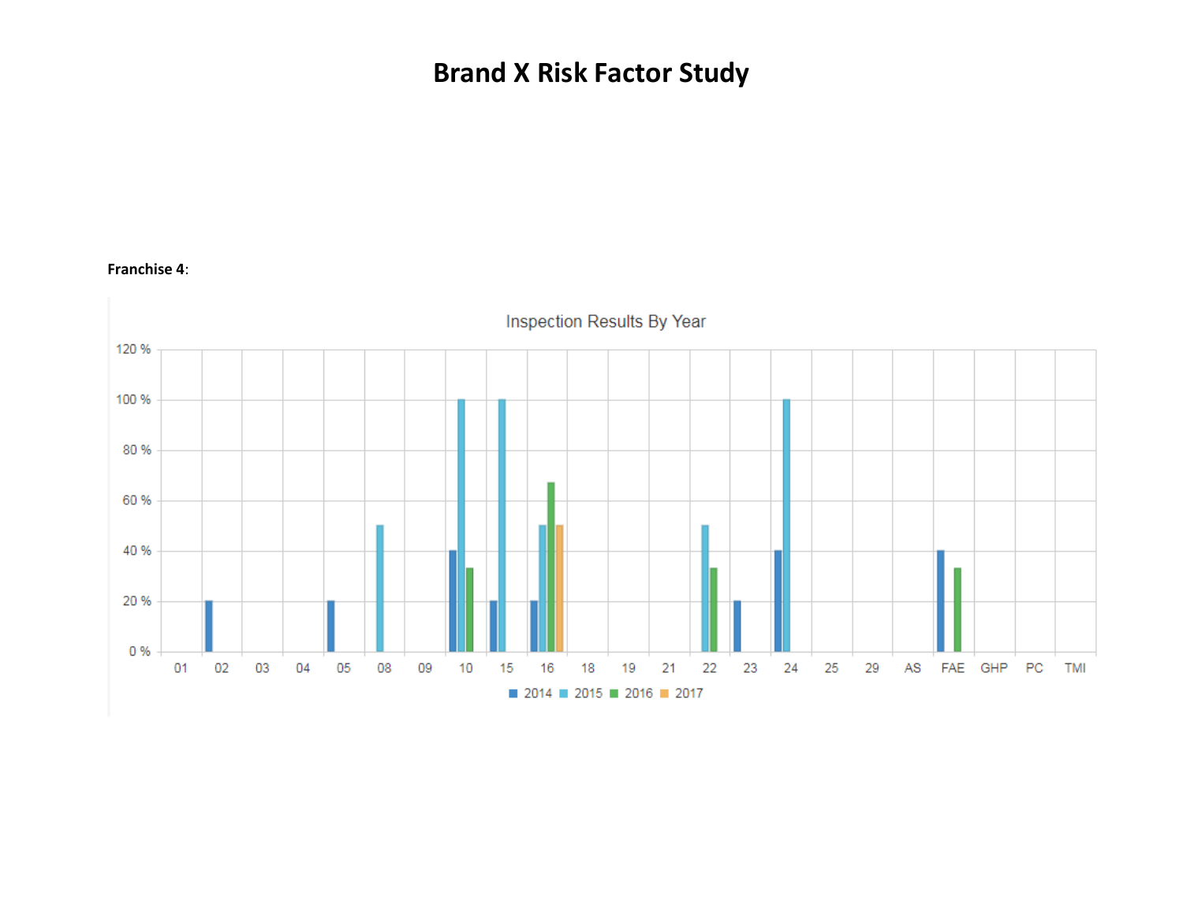# Brand X Risk Factor Study

**Franchise 4**:

Inspection Results By Year

| Category | 2014 | 2015 | 2016 | 2017 |
|---|---|---|---|---|
| 01 | | | | |
| 02 | 20 % | | | |
| 03 | | | | |
| 04 | | | | |
| 05 | 20 % | | | |
| 08 | | 50 % | | |
| 09 | | | | |
| 10 | 40 % | 100 % | 33 % | |
| 15 | 20 % | 100 % | | |
| 16 | 20 % | 50 % | 67 % | 50 % |
| 18 | | | | |
| 19 | | | | |
| 21 | | | | |
| 22 | | 50 % | 33 % | |
| 23 | 20 % | | | |
| 24 | 40 % | 100 % | | |
| 25 | | | | |
| 29 | | | | |
| AS | | | | |
| FAE | 40 % | | 33 % | |
| GHP | | | | |
| PC | | | | |
| TMI | | | | |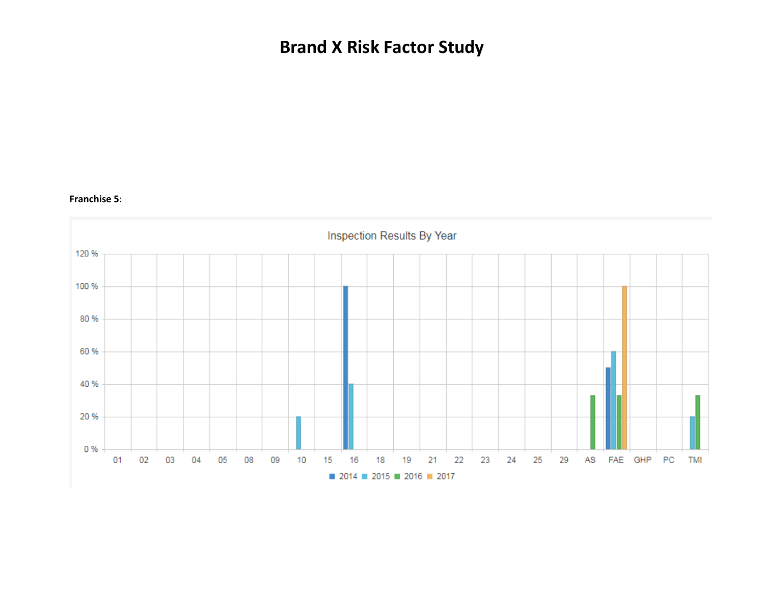# Brand X Risk Factor Study

**Franchise 5**:

Inspection Results By Year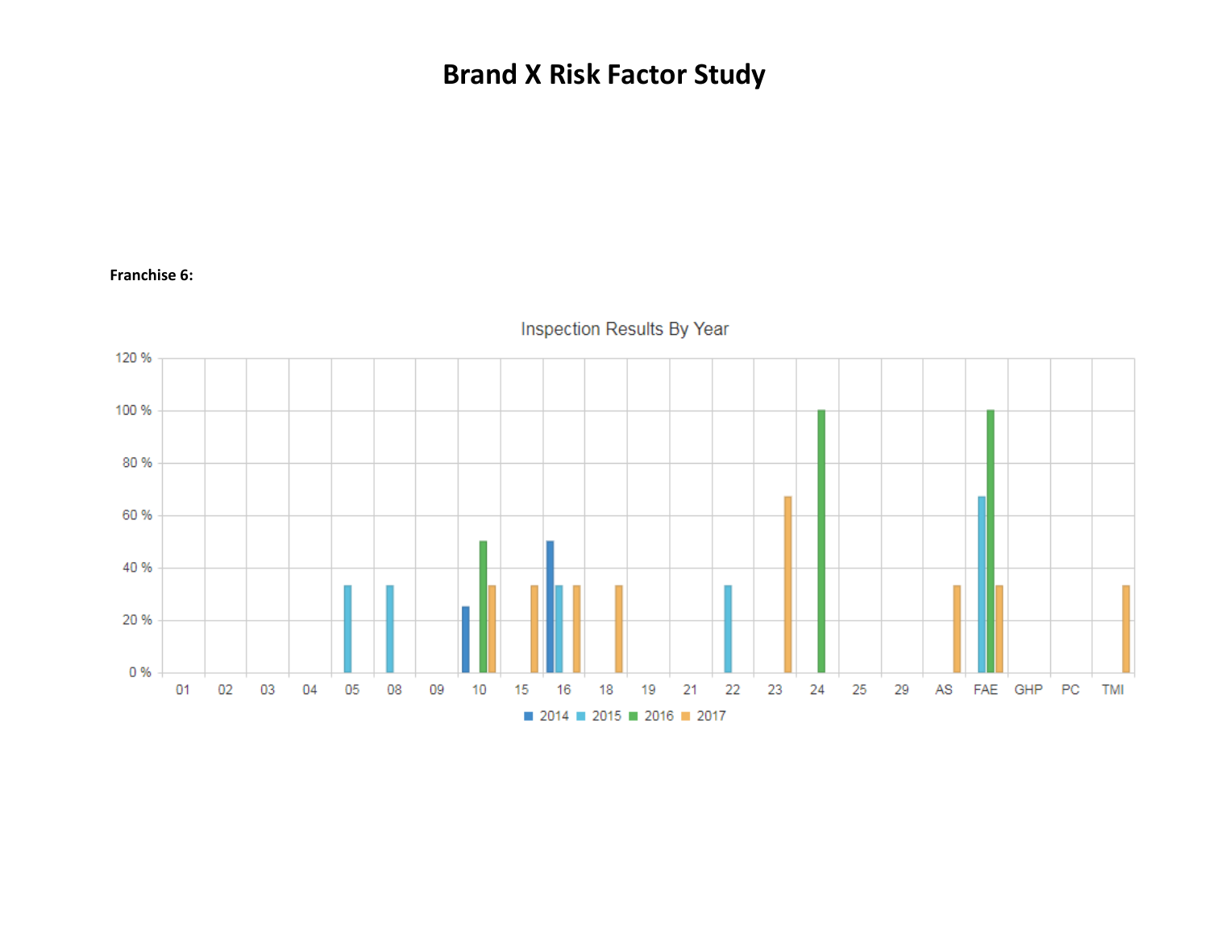# Brand X Risk Factor Study

**Franchise 6:**

Inspection Results By Year

120 %
100 %
80 %
60 %
40 %
20 %
0 %

01 02 03 04 05 08 09 10 15 16 18 19 21 22 23 24 25 29 AS FAE GHP PC TMI

2014 2015 2016 2017